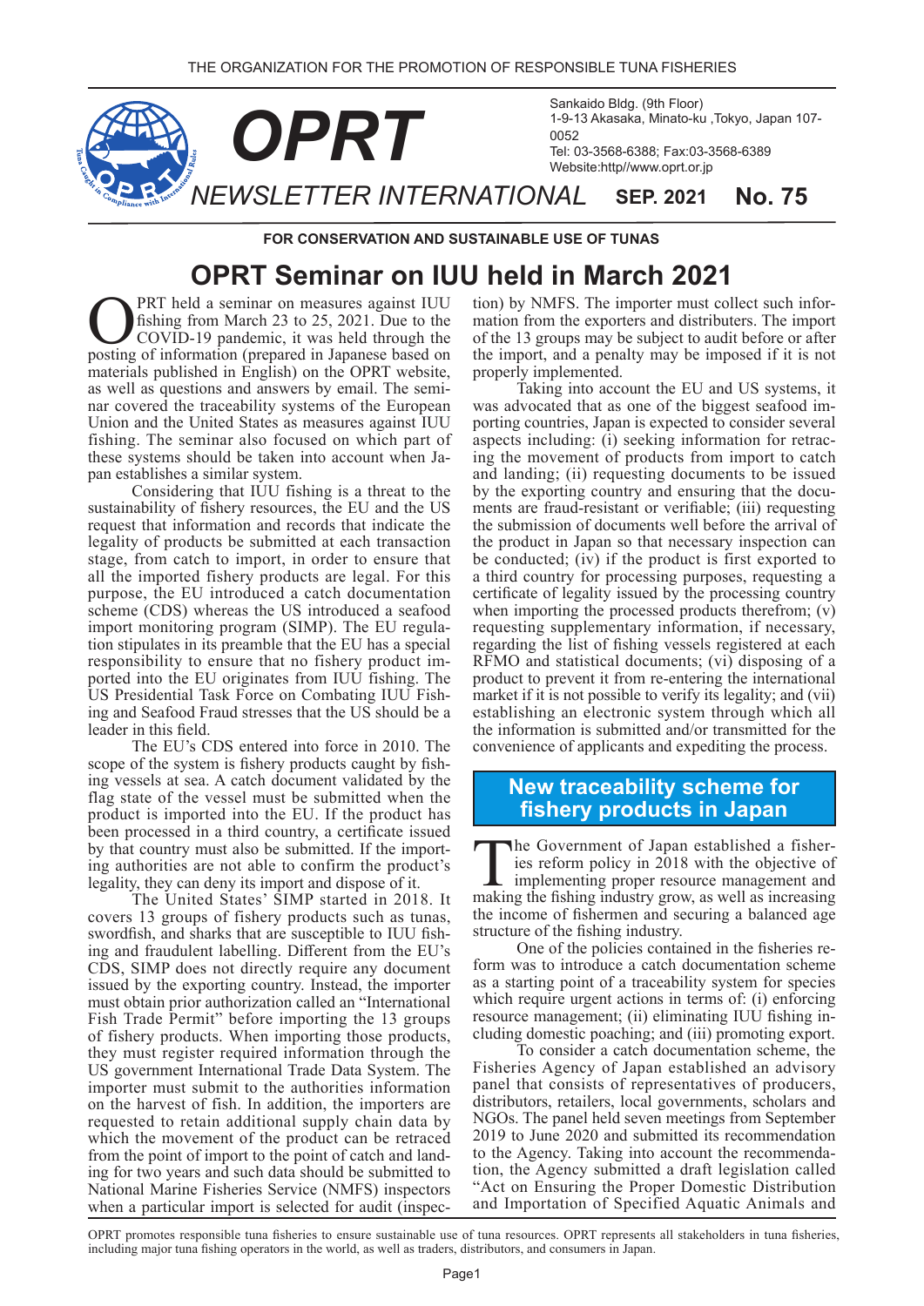THE ORGANIZATION FOR THE PROMOTION OF RESPONSIBLE TUNA FISHERIES

# OPRT NEWSLETTER INTERNATIONAL

Sankaido Bldg. (9th Floor)
1-9-13 Akasaka, Minato-ku ,Tokyo, Japan 107-0052
Tel: 03-3568-6388; Fax:03-3568-6389
Website:http//www.oprt.or.jp

**SEP. 2021 No. 75**

**FOR CONSERVATION AND SUSTAINABLE USE OF TUNAS**

## OPRT Seminar on IUU held in March 2021

OPRT held a seminar on measures against IUU fishing from March 23 to 25, 2021. Due to the COVID-19 pandemic, it was held through the posting of information (prepared in Japanese based on materials published in English) on the OPRT website, as well as questions and answers by email. The seminar covered the traceability systems of the European Union and the United States as measures against IUU fishing. The seminar also focused on which part of these systems should be taken into account when Japan establishes a similar system.

Considering that IUU fishing is a threat to the sustainability of fishery resources, the EU and the US request that information and records that indicate the legality of products be submitted at each transaction stage, from catch to import, in order to ensure that all the imported fishery products are legal. For this purpose, the EU introduced a catch documentation scheme (CDS) whereas the US introduced a seafood import monitoring program (SIMP). The EU regulation stipulates in its preamble that the EU has a special responsibility to ensure that no fishery product imported into the EU originates from IUU fishing. The US Presidential Task Force on Combating IUU Fishing and Seafood Fraud stresses that the US should be a leader in this field.

The EU's CDS entered into force in 2010. The scope of the system is fishery products caught by fishing vessels at sea. A catch document validated by the flag state of the vessel must be submitted when the product is imported into the EU. If the product has been processed in a third country, a certificate issued by that country must also be submitted. If the importing authorities are not able to confirm the product's legality, they can deny its import and dispose of it.

The United States' SIMP started in 2018. It covers 13 groups of fishery products such as tunas, swordfish, and sharks that are susceptible to IUU fishing and fraudulent labelling. Different from the EU's CDS, SIMP does not directly require any document issued by the exporting country. Instead, the importer must obtain prior authorization called an "International Fish Trade Permit" before importing the 13 groups of fishery products. When importing those products, they must register required information through the US government International Trade Data System. The importer must submit to the authorities information on the harvest of fish. In addition, the importers are requested to retain additional supply chain data by which the movement of the product can be retraced from the point of import to the point of catch and landing for two years and such data should be submitted to National Marine Fisheries Service (NMFS) inspectors when a particular import is selected for audit (inspection) by NMFS. The importer must collect such information from the exporters and distributors. The import of the 13 groups may be subject to audit before or after the import, and a penalty may be imposed if it is not properly implemented.

Taking into account the EU and US systems, it was advocated that as one of the biggest seafood importing countries, Japan is expected to consider several aspects including: (i) seeking information for retracing the movement of products from import to catch and landing; (ii) requesting documents to be issued by the exporting country and ensuring that the documents are fraud-resistant or verifiable; (iii) requesting the submission of documents well before the arrival of the product in Japan so that necessary inspection can be conducted; (iv) if the product is first exported to a third country for processing purposes, requesting a certificate of legality issued by the processing country when importing the processed products therefrom; (v) requesting supplementary information, if necessary, regarding the list of fishing vessels registered at each RFMO and statistical documents; (vi) disposing of a product to prevent it from re-entering the international market if it is not possible to verify its legality; and (vii) establishing an electronic system through which all the information is submitted and/or transmitted for the convenience of applicants and expediting the process.

## New traceability scheme for fishery products in Japan

The Government of Japan established a fisheries reform policy in 2018 with the objective of implementing proper resource management and making the fishing industry grow, as well as increasing the income of fishermen and securing a balanced age structure of the fishing industry.

One of the policies contained in the fisheries reform was to introduce a catch documentation scheme as a starting point of a traceability system for species which require urgent actions in terms of: (i) enforcing resource management; (ii) eliminating IUU fishing including domestic poaching; and (iii) promoting export.

To consider a catch documentation scheme, the Fisheries Agency of Japan established an advisory panel that consists of representatives of producers, distributors, retailers, local governments, scholars and NGOs. The panel held seven meetings from September 2019 to June 2020 and submitted its recommendation to the Agency. Taking into account the recommendation, the Agency submitted a draft legislation called "Act on Ensuring the Proper Domestic Distribution and Importation of Specified Aquatic Animals and

OPRT promotes responsible tuna fisheries to ensure sustainable use of tuna resources. OPRT represents all stakeholders in tuna fisheries, including major tuna fishing operators in the world, as well as traders, distributors, and consumers in Japan.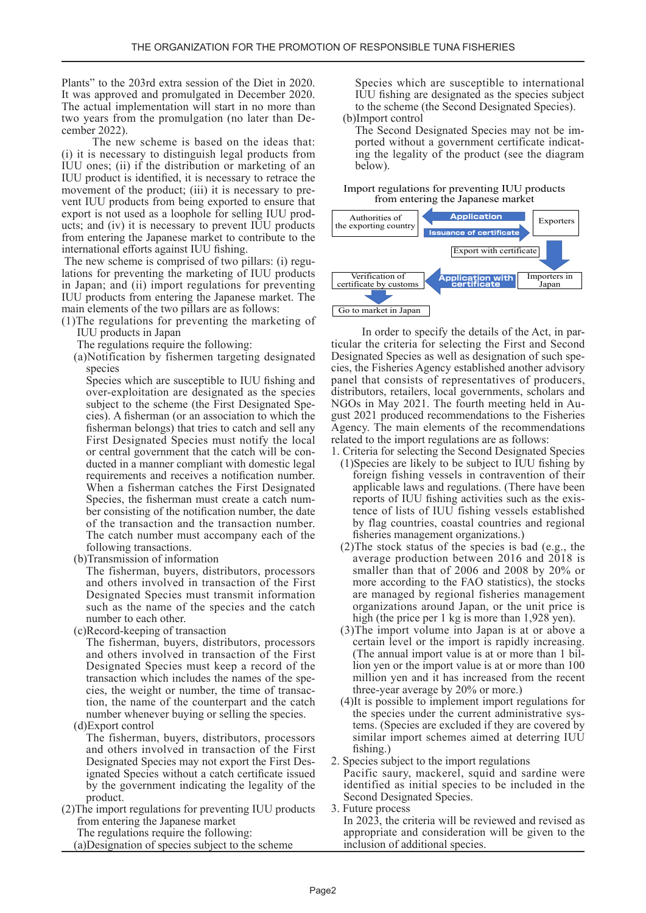Plants" to the 203rd extra session of the Diet in 2020. It was approved and promulgated in December 2020. The actual implementation will start in no more than two years from the promulgation (no later than December 2022).

The new scheme is based on the ideas that: (i) it is necessary to distinguish legal products from IUU ones; (ii) if the distribution or marketing of an IUU product is identified, it is necessary to retrace the movement of the product; (iii) it is necessary to prevent IUU products from being exported to ensure that export is not used as a loophole for selling IUU products; and (iv) it is necessary to prevent IUU products from entering the Japanese market to contribute to the international efforts against IUU fishing.

The new scheme is comprised of two pillars: (i) regulations for preventing the marketing of IUU products in Japan; and (ii) import regulations for preventing IUU products from entering the Japanese market. The main elements of the two pillars are as follows:

(1) The regulations for preventing the marketing of IUU products in Japan

The regulations require the following:

(a) Notification by fishermen targeting designated species

Species which are susceptible to IUU fishing and over-exploitation are designated as the species subject to the scheme (the First Designated Species). A fisherman (or an association to which the fisherman belongs) that tries to catch and sell any First Designated Species must notify the local or central government that the catch will be conducted in a manner compliant with domestic legal requirements and receives a notification number. When a fisherman catches the First Designated Species, the fisherman must create a catch number consisting of the notification number, the date of the transaction and the transaction number. The catch number must accompany each of the following transactions.

(b) Transmission of information

The fisherman, buyers, distributors, processors and others involved in transaction of the First Designated Species must transmit information such as the name of the species and the catch number to each other.

(c) Record-keeping of transaction

The fisherman, buyers, distributors, processors and others involved in transaction of the First Designated Species must keep a record of the transaction which includes the names of the species, the weight or number, the time of transaction, the name of the counterpart and the catch number whenever buying or selling the species.

(d) Export control

The fisherman, buyers, distributors, processors and others involved in transaction of the First Designated Species may not export the First Designated Species without a catch certificate issued by the government indicating the legality of the product.

(2) The import regulations for preventing IUU products from entering the Japanese market

The regulations require the following:

(a) Designation of species subject to the scheme

Species which are susceptible to international IUU fishing are designated as the species subject to the scheme (the Second Designated Species).

(b) Import control

The Second Designated Species may not be imported without a government certificate indicating the legality of the product (see the diagram below).

Import regulations for preventing IUU products from entering the Japanese market

Authorities of the exporting country
Application
Issuance of certificate
Exporters
Export with certificate
Verification of certificate by customs
Application with certificate
Importers in Japan
Go to market in Japan

In order to specify the details of the Act, in particular the criteria for selecting the First and Second Designated Species as well as designation of such species, the Fisheries Agency established another advisory panel that consists of representatives of producers, distributors, retailers, local governments, scholars and NGOs in May 2021. The fourth meeting held in August 2021 produced recommendations to the Fisheries Agency. The main elements of the recommendations related to the import regulations are as follows:

1. Criteria for selecting the Second Designated Species
   - (1) Species are likely to be subject to IUU fishing by foreign fishing vessels in contravention of their applicable laws and regulations. (There have been reports of IUU fishing activities such as the existence of lists of IUU fishing vessels established by flag countries, coastal countries and regional fisheries management organizations.)
   - (2) The stock status of the species is bad (e.g., the average production between 2016 and 2018 is smaller than that of 2006 and 2008 by 20% or more according to the FAO statistics), the stocks are managed by regional fisheries management organizations around Japan, or the unit price is high (the price per 1 kg is more than 1,928 yen).
   - (3) The import volume into Japan is at or above a certain level or the import is rapidly increasing. (The annual import value is at or more than 1 billion yen or the import value is at or more than 100 million yen and it has increased from the recent three-year average by 20% or more.)
   - (4) It is possible to implement import regulations for the species under the current administrative systems. (Species are excluded if they are covered by similar import schemes aimed at deterring IUU fishing.)
2. Species subject to the import regulations

   Pacific saury, mackerel, squid and sardine were identified as initial species to be included in the Second Designated Species.
3. Future process

   In 2023, the criteria will be reviewed and revised as appropriate and consideration will be given to the inclusion of additional species.